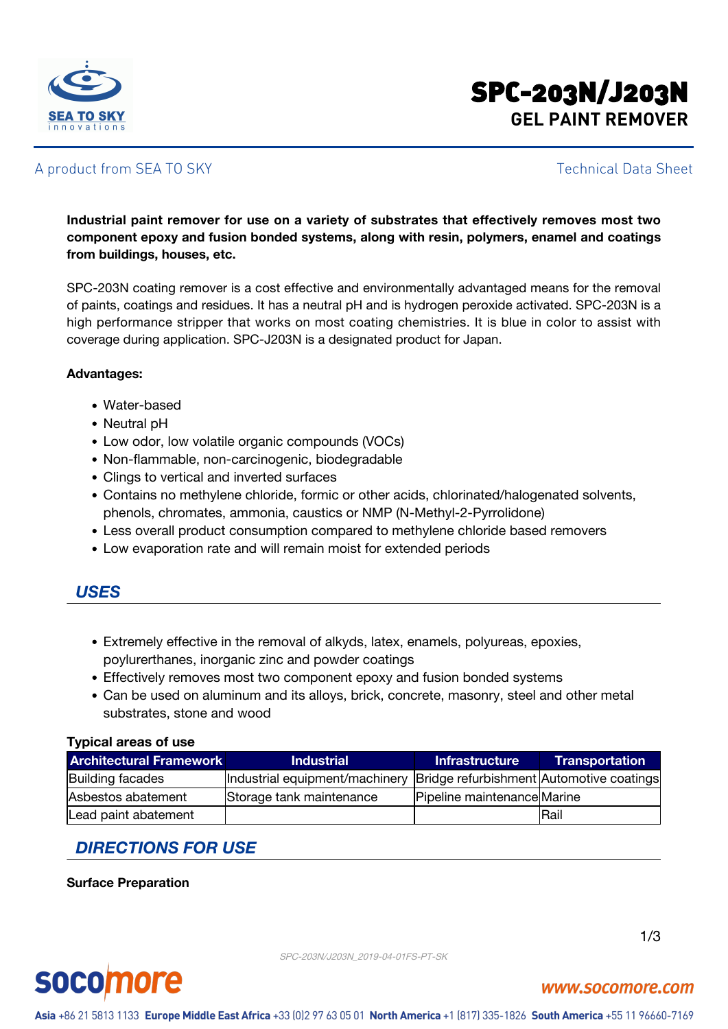# SPC-203N/J203N
## GEL PAINT REMOVER

A product from SEA TO SKY

Technical Data Sheet

**Industrial paint remover for use on a variety of substrates that effectively removes most two component epoxy and fusion bonded systems, along with resin, polymers, enamel and coatings from buildings, houses, etc.**

SPC-203N coating remover is a cost effective and environmentally advantaged means for the removal of paints, coatings and residues. It has a neutral pH and is hydrogen peroxide activated. SPC-203N is a high performance stripper that works on most coating chemistries. It is blue in color to assist with coverage during application. SPC-J203N is a designated product for Japan.

**Advantages:**

- Water-based
- Neutral pH
- Low odor, low volatile organic compounds (VOCs)
- Non-flammable, non-carcinogenic, biodegradable
- Clings to vertical and inverted surfaces
- Contains no methylene chloride, formic or other acids, chlorinated/halogenated solvents, phenols, chromates, ammonia, caustics or NMP (N-Methyl-2-Pyrrolidone)
- Less overall product consumption compared to methylene chloride based removers
- Low evaporation rate and will remain moist for extended periods

## *USES*

- Extremely effective in the removal of alkyds, latex, enamels, polyureas, epoxies, poylurerthanes, inorganic zinc and powder coatings
- Effectively removes most two component epoxy and fusion bonded systems
- Can be used on aluminum and its alloys, brick, concrete, masonry, steel and other metal substrates, stone and wood

**Typical areas of use**

| Architectural Framework | Industrial | Infrastructure | Transportation |
|---|---|---|---|
| Building facades | Industrial equipment/machinery | Bridge refurbishment | Automotive coatings |
| Asbestos abatement | Storage tank maintenance | Pipeline maintenance | Marine |
| Lead paint abatement | | | Rail |

## *DIRECTIONS FOR USE*

**Surface Preparation**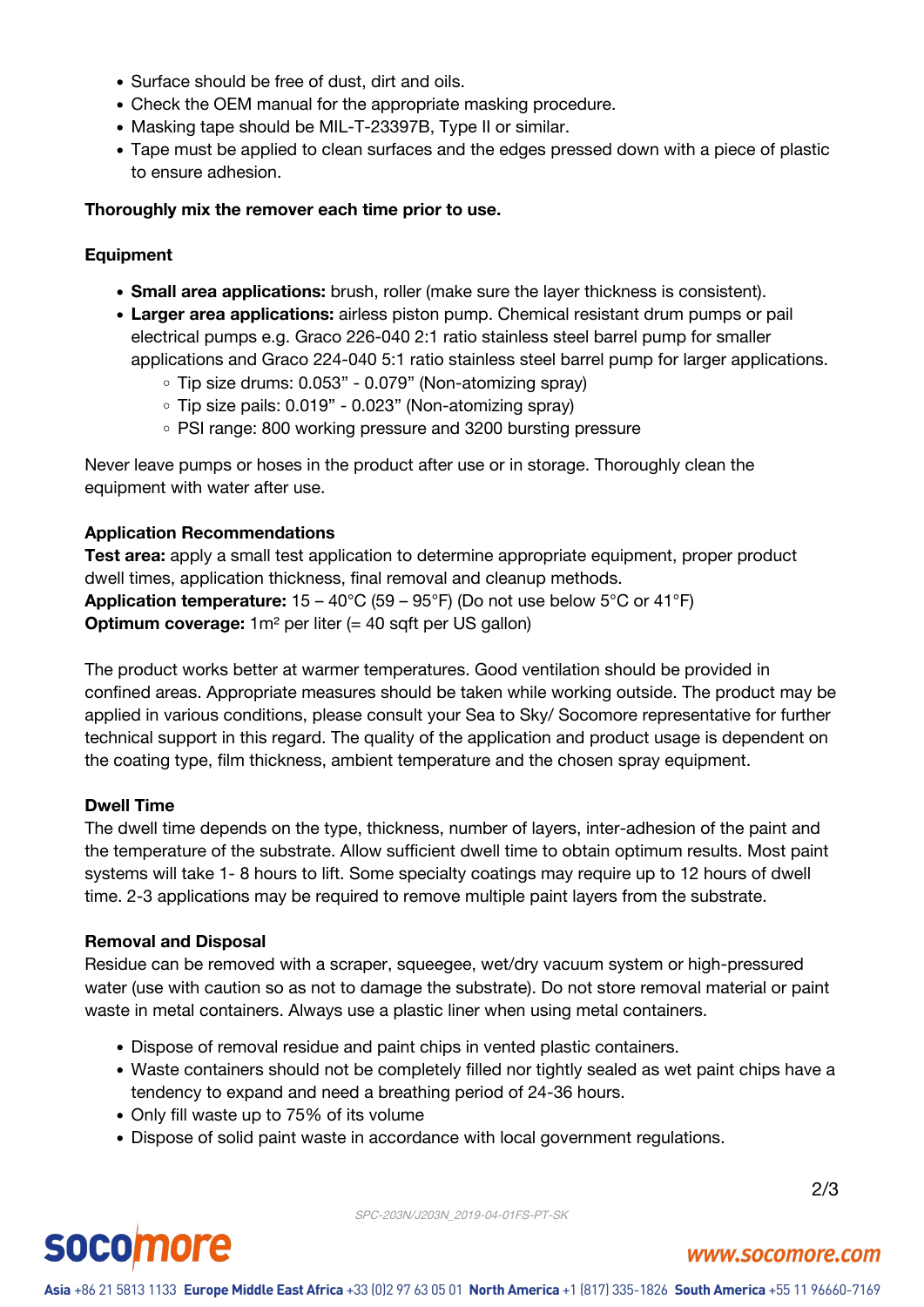- Surface should be free of dust, dirt and oils.
- Check the OEM manual for the appropriate masking procedure.
- Masking tape should be MIL-T-23397B, Type II or similar.
- Tape must be applied to clean surfaces and the edges pressed down with a piece of plastic to ensure adhesion.

**Thoroughly mix the remover each time prior to use.**

### Equipment

- **Small area applications:** brush, roller (make sure the layer thickness is consistent).
- **Larger area applications:** airless piston pump. Chemical resistant drum pumps or pail electrical pumps e.g. Graco 226-040 2:1 ratio stainless steel barrel pump for smaller applications and Graco 224-040 5:1 ratio stainless steel barrel pump for larger applications.
  - Tip size drums: 0.053" - 0.079" (Non-atomizing spray)
  - Tip size pails: 0.019" - 0.023" (Non-atomizing spray)
  - PSI range: 800 working pressure and 3200 bursting pressure

Never leave pumps or hoses in the product after use or in storage. Thoroughly clean the equipment with water after use.

### Application Recommendations

**Test area:** apply a small test application to determine appropriate equipment, proper product dwell times, application thickness, final removal and cleanup methods.
**Application temperature:** 15 – 40°C (59 – 95°F) (Do not use below 5°C or 41°F)
**Optimum coverage:** 1m² per liter (= 40 sqft per US gallon)

The product works better at warmer temperatures. Good ventilation should be provided in confined areas. Appropriate measures should be taken while working outside. The product may be applied in various conditions, please consult your Sea to Sky/ Socomore representative for further technical support in this regard. The quality of the application and product usage is dependent on the coating type, film thickness, ambient temperature and the chosen spray equipment.

### Dwell Time

The dwell time depends on the type, thickness, number of layers, inter-adhesion of the paint and the temperature of the substrate. Allow sufficient dwell time to obtain optimum results. Most paint systems will take 1- 8 hours to lift. Some specialty coatings may require up to 12 hours of dwell time. 2-3 applications may be required to remove multiple paint layers from the substrate.

### Removal and Disposal

Residue can be removed with a scraper, squeegee, wet/dry vacuum system or high-pressured water (use with caution so as not to damage the substrate). Do not store removal material or paint waste in metal containers. Always use a plastic liner when using metal containers.

- Dispose of removal residue and paint chips in vented plastic containers.
- Waste containers should not be completely filled nor tightly sealed as wet paint chips have a tendency to expand and need a breathing period of 24-36 hours.
- Only fill waste up to 75% of its volume
- Dispose of solid paint waste in accordance with local government regulations.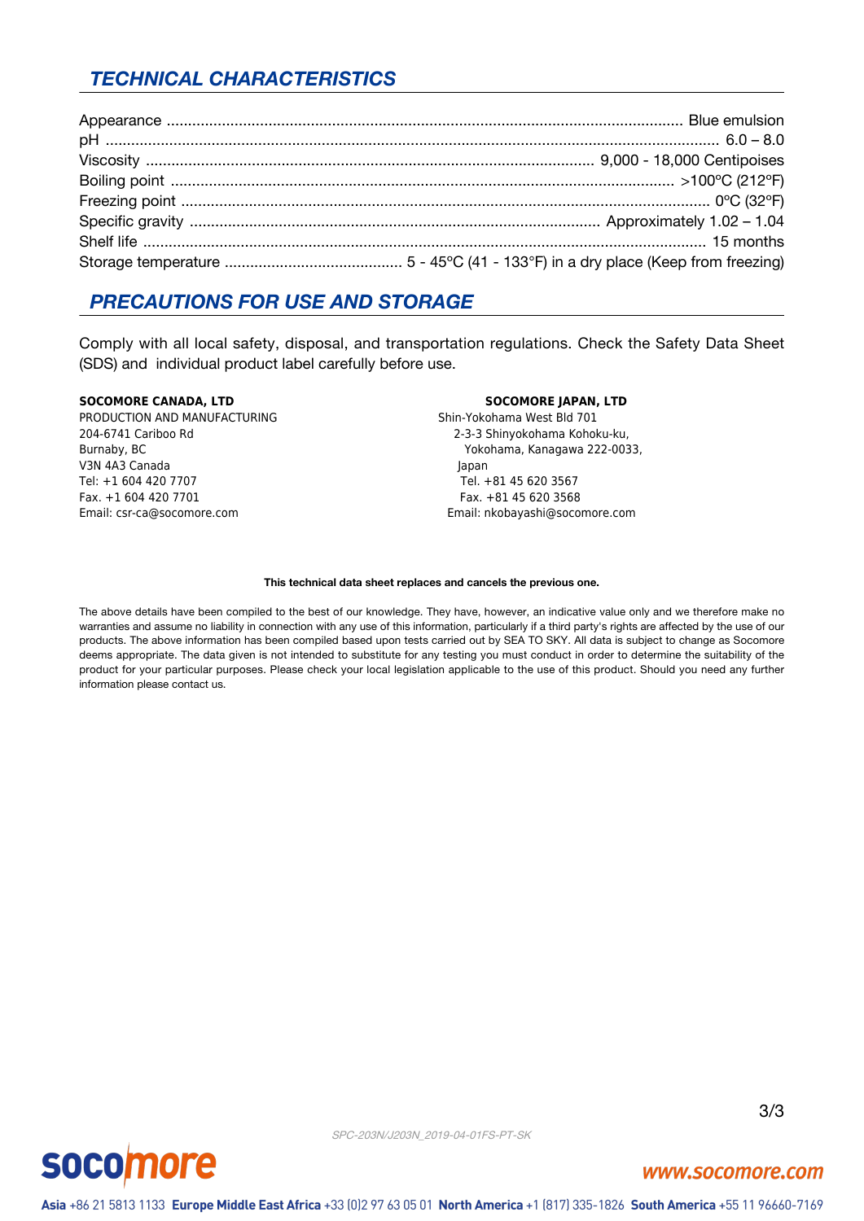## *TECHNICAL CHARACTERISTICS*

| | |
|---|---|
| Appearance | Blue emulsion |
| pH | 6.0 – 8.0 |
| Viscosity | 9,000 - 18,000 Centipoises |
| Boiling point | >100ºC (212ºF) |
| Freezing point | 0ºC (32ºF) |
| Specific gravity | Approximately 1.02 – 1.04 |
| Shelf life | 15 months |
| Storage temperature | 5 - 45ºC (41 - 133°F) in a dry place (Keep from freezing) |

## *PRECAUTIONS FOR USE AND STORAGE*

Comply with all local safety, disposal, and transportation regulations. Check the Safety Data Sheet (SDS) and individual product label carefully before use.

**SOCOMORE CANADA, LTD**
PRODUCTION AND MANUFACTURING
204-6741 Cariboo Rd
Burnaby, BC
V3N 4A3 Canada
Tel: +1 604 420 7707
Fax. +1 604 420 7701
Email: csr-ca@socomore.com

**SOCOMORE JAPAN, LTD**
Shin-Yokohama West Bld 701
2-3-3 Shinyokohama Kohoku-ku,
Yokohama, Kanagawa 222-0033,
Japan
Tel. +81 45 620 3567
Fax. +81 45 620 3568
Email: nkobayashi@socomore.com

**This technical data sheet replaces and cancels the previous one.**

The above details have been compiled to the best of our knowledge. They have, however, an indicative value only and we therefore make no warranties and assume no liability in connection with any use of this information, particularly if a third party's rights are affected by the use of our products. The above information has been compiled based upon tests carried out by SEA TO SKY. All data is subject to change as Socomore deems appropriate. The data given is not intended to substitute for any testing you must conduct in order to determine the suitability of the product for your particular purposes. Please check your local legislation applicable to the use of this product. Should you need any further information please contact us.

*SPC-203N/J203N_2019-04-01FS-PT-SK*

socomore

www.socomore.com

**Asia** +86 21 5813 1133 **Europe Middle East Africa** +33 (0)2 97 63 05 01 **North America** +1 (817) 335-1826 **South America** +55 11 96660-7169